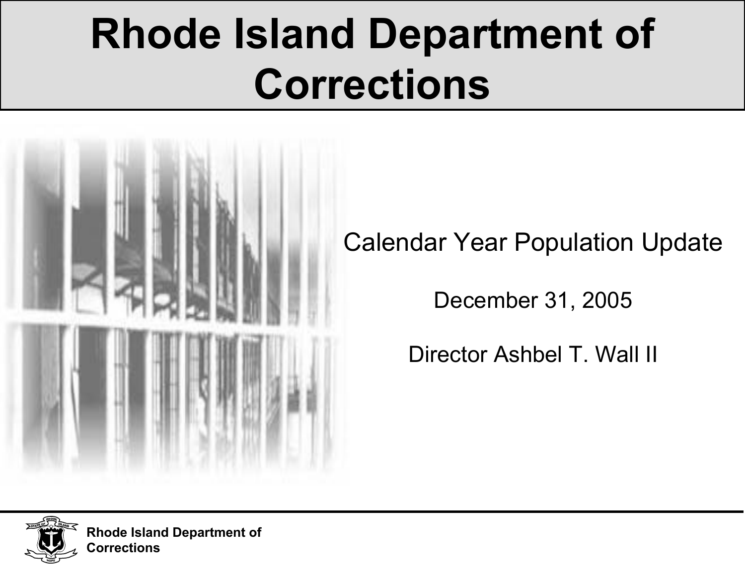# Rhode Island Department of Corrections

Calendar Year Population Update

December 31, 2005

Director Ashbel T. Wall II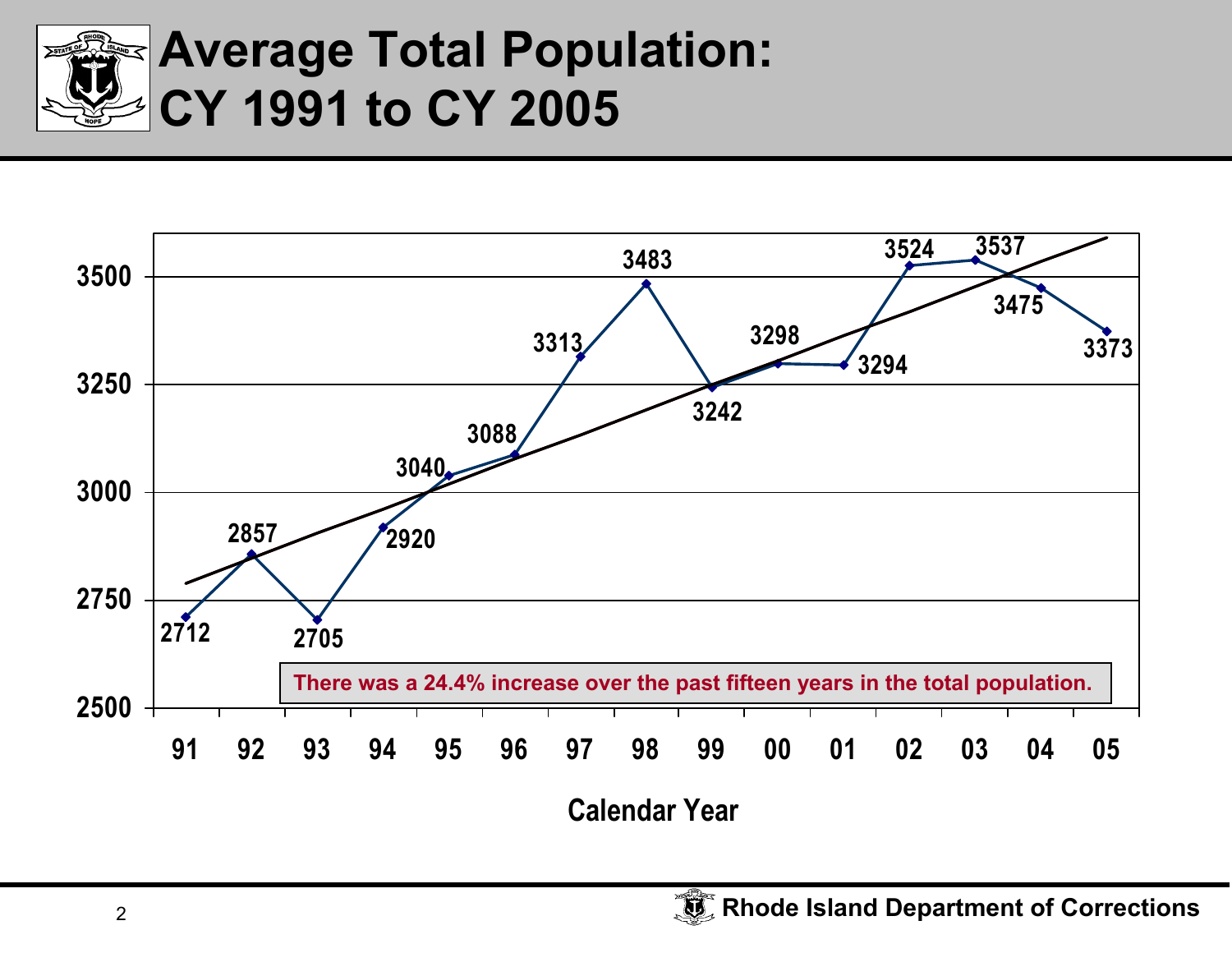# Average Total Population: CY 1991 to CY 2005

| Calendar Year | Average Total Population |
|---|---|
| 91 | 2712 |
| 92 | 2857 |
| 93 | 2705 |
| 94 | 2920 |
| 95 | 3040 |
| 96 | 3088 |
| 97 | 3313 |
| 98 | 3483 |
| 99 | 3242 |
| 00 | 3298 |
| 01 | 3294 |
| 02 | 3524 |
| 03 | 3537 |
| 04 | 3475 |
| 05 | 3373 |

There was a 24.4% increase over the past fifteen years in the total population.

Rhode Island Department of Corrections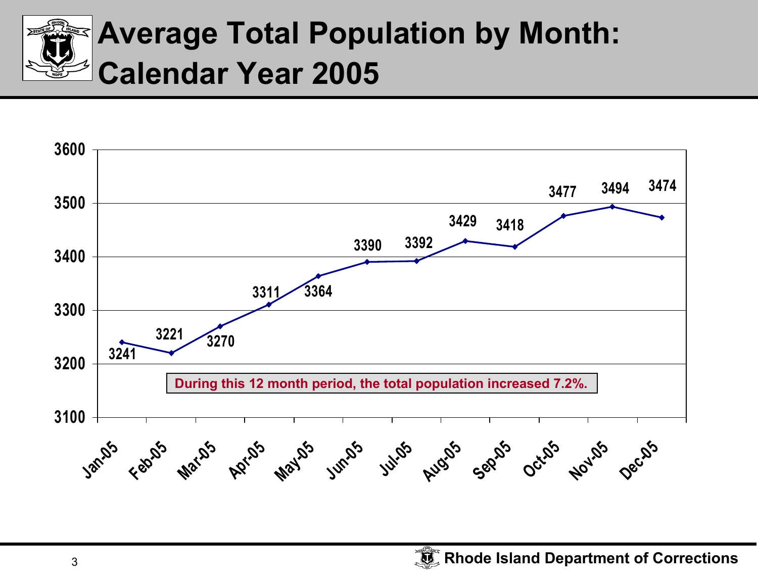# Average Total Population by Month: Calendar Year 2005

| Month | Average Total Population |
|---|---|
| Jan-05 | 3241 |
| Feb-05 | 3221 |
| Mar-05 | 3270 |
| Apr-05 | 3311 |
| May-05 | 3364 |
| Jun-05 | 3390 |
| Jul-05 | 3392 |
| Aug-05 | 3429 |
| Sep-05 | 3418 |
| Oct-05 | 3477 |
| Nov-05 | 3494 |
| Dec-05 | 3474 |

During this 12 month period, the total population increased 7.2%.

Rhode Island Department of Corrections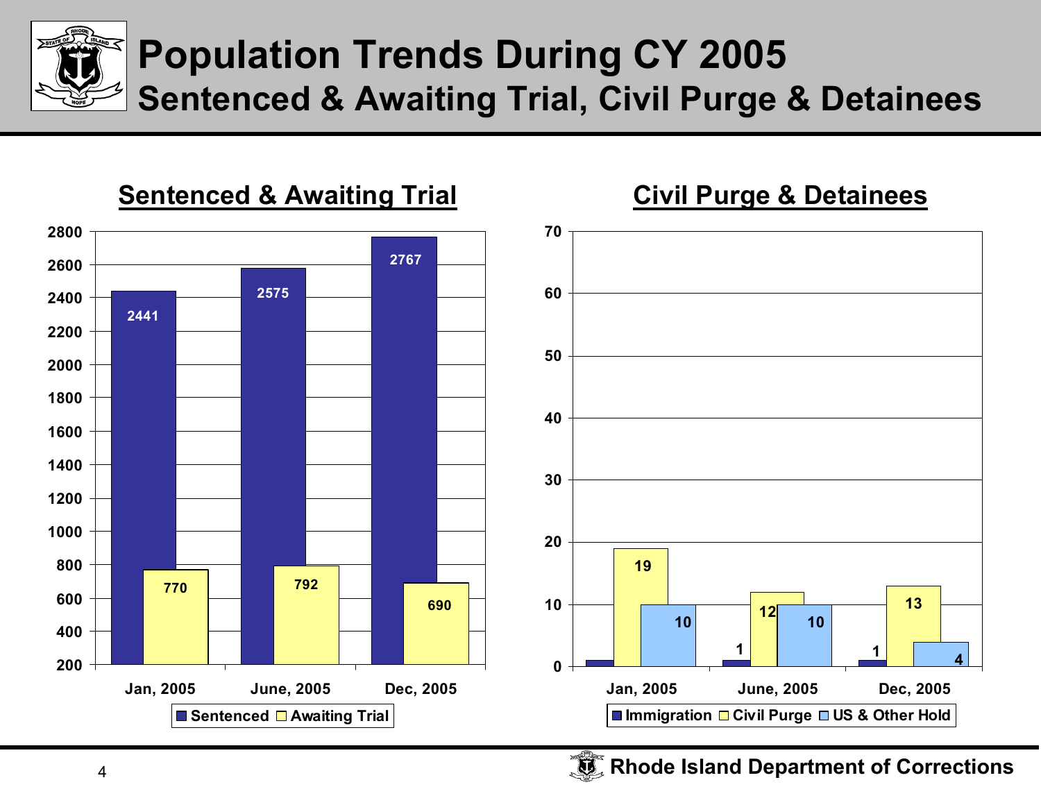# Population Trends During CY 2005

## Sentenced & Awaiting Trial, Civil Purge & Detainees

### Sentenced & Awaiting Trial

| | Sentenced | Awaiting Trial |
|---|---|---|
| Jan, 2005 | 2441 | 770 |
| June, 2005 | 2575 | 792 |
| Dec, 2005 | 2767 | 690 |

### Civil Purge & Detainees

| | Immigration | Civil Purge | US & Other Hold |
|---|---|---|---|
| Jan, 2005 | | 19 | 10 |
| June, 2005 | 1 | 12 | 10 |
| Dec, 2005 | 1 | 13 | 4 |

Rhode Island Department of Corrections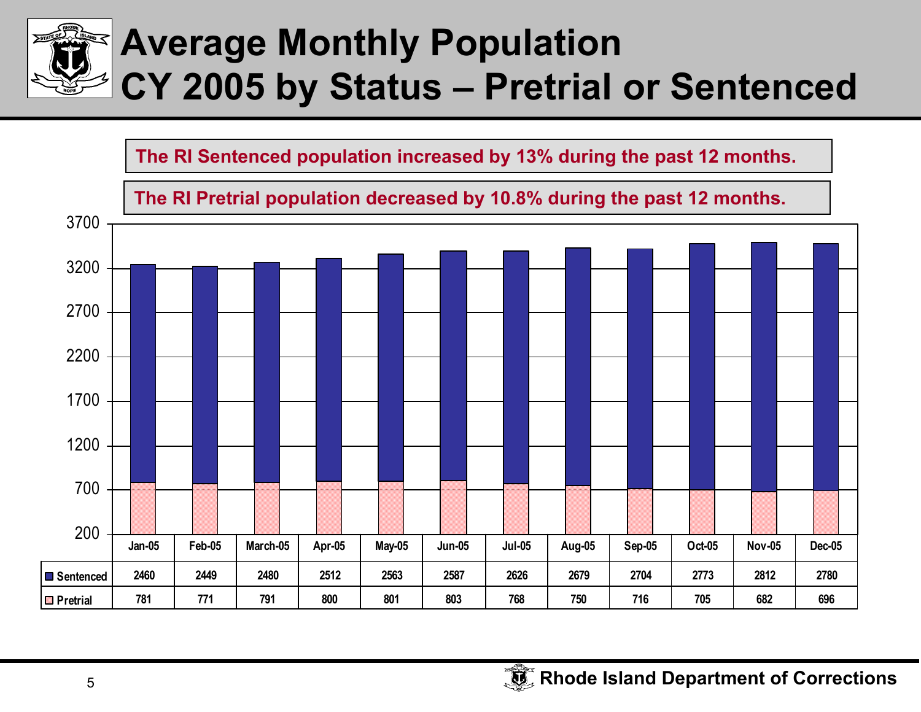# Average Monthly Population CY 2005 by Status – Pretrial or Sentenced

**The RI Sentenced population increased by 13% during the past 12 months.**

**The RI Pretrial population decreased by 10.8% during the past 12 months.**

| | Jan-05 | Feb-05 | March-05 | Apr-05 | May-05 | Jun-05 | Jul-05 | Aug-05 | Sep-05 | Oct-05 | Nov-05 | Dec-05 |
|---|---|---|---|---|---|---|---|---|---|---|---|---|
| Sentenced | 2460 | 2449 | 2480 | 2512 | 2563 | 2587 | 2626 | 2679 | 2704 | 2773 | 2812 | 2780 |
| Pretrial | 781 | 771 | 791 | 800 | 801 | 803 | 768 | 750 | 716 | 705 | 682 | 696 |

Rhode Island Department of Corrections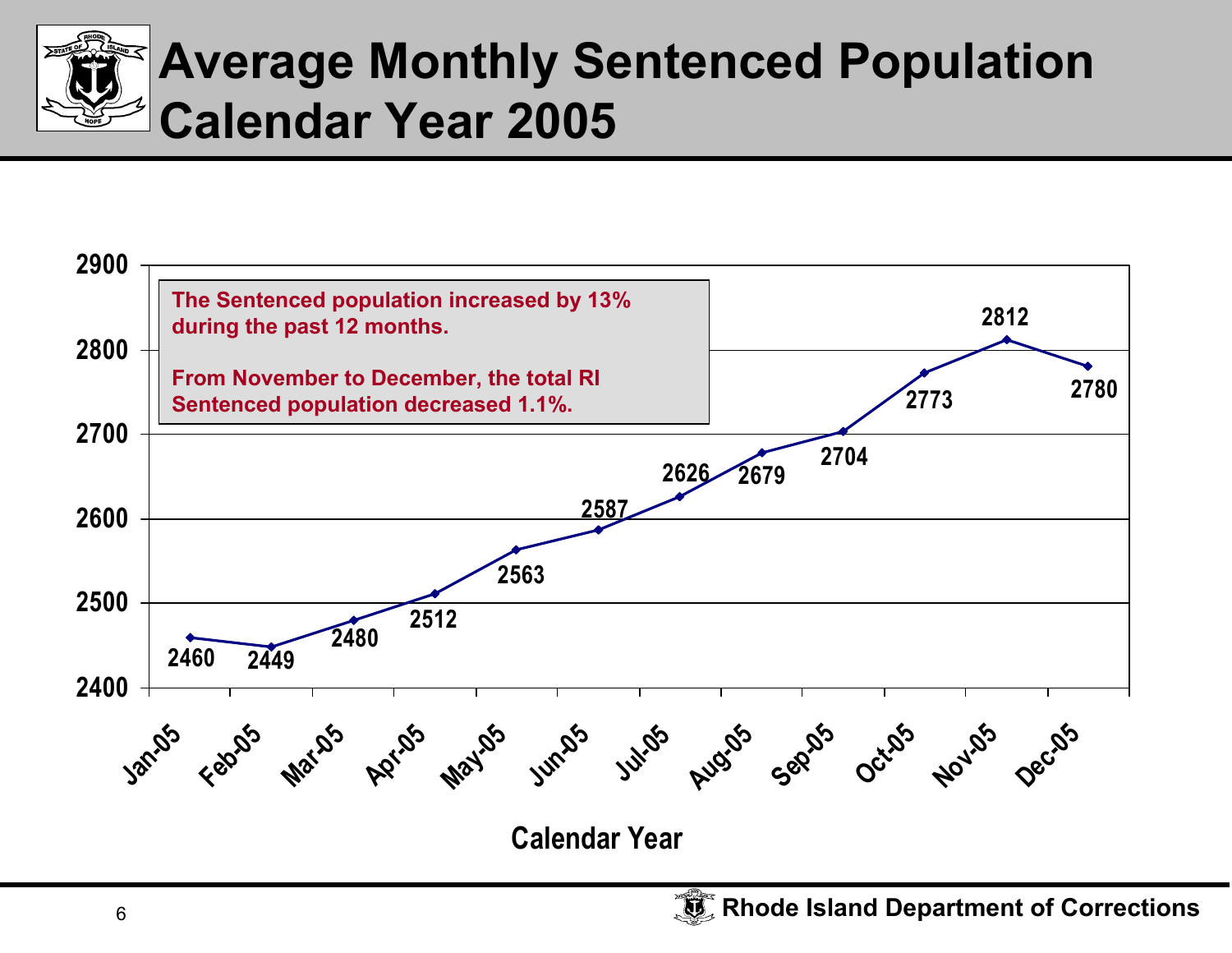# Average Monthly Sentenced Population Calendar Year 2005

The Sentenced population increased by 13% during the past 12 months.

From November to December, the total RI Sentenced population decreased 1.1%.

| Calendar Year | Sentenced Population |
|---|---|
| Jan-05 | 2460 |
| Feb-05 | 2449 |
| Mar-05 | 2480 |
| Apr-05 | 2512 |
| May-05 | 2563 |
| Jun-05 | 2587 |
| Jul-05 | 2626 |
| Aug-05 | 2679 |
| Sep-05 | 2704 |
| Oct-05 | 2773 |
| Nov-05 | 2812 |
| Dec-05 | 2780 |

Rhode Island Department of Corrections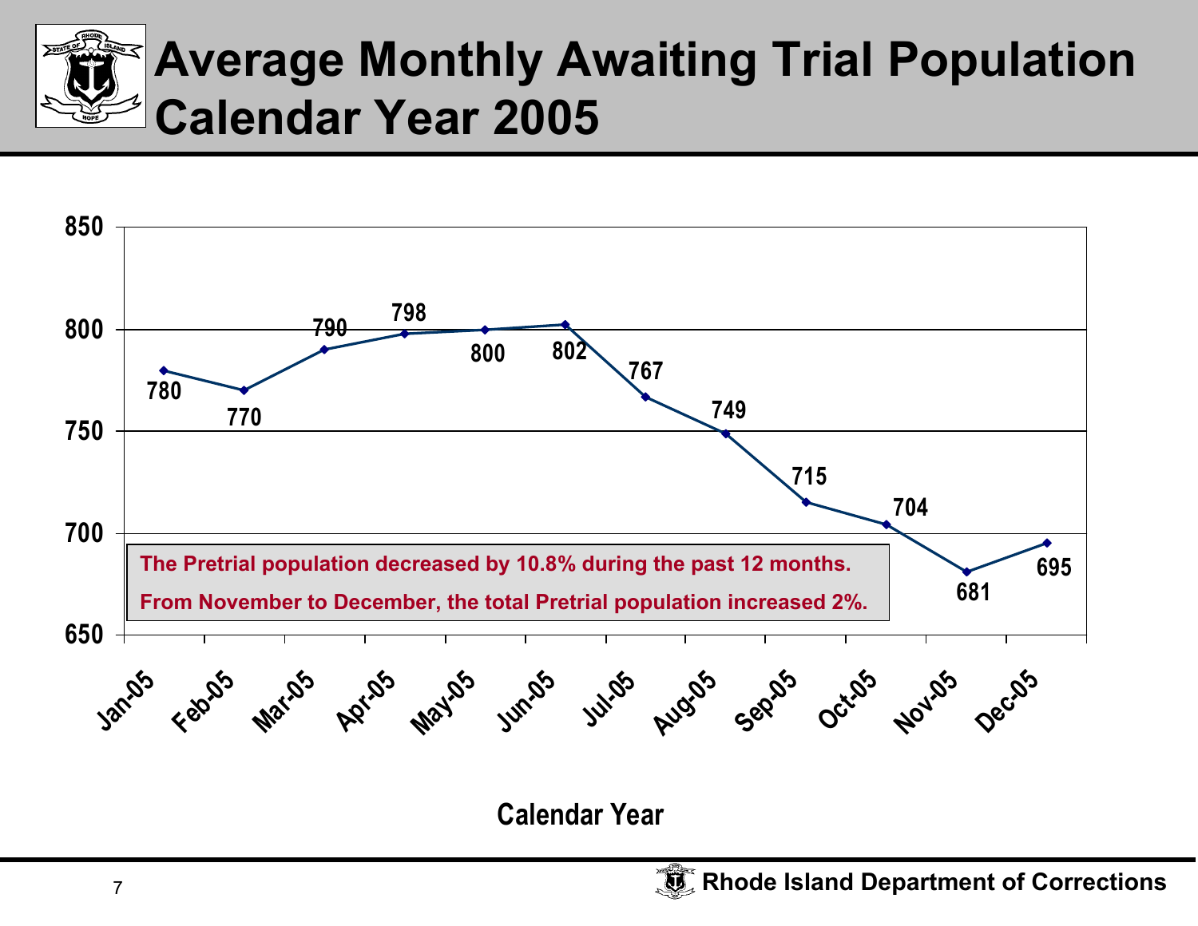# Average Monthly Awaiting Trial Population Calendar Year 2005

| Month | Population |
| --- | --- |
| Jan-05 | 780 |
| Feb-05 | 770 |
| Mar-05 | 790 |
| Apr-05 | 798 |
| May-05 | 800 |
| Jun-05 | 802 |
| Jul-05 | 767 |
| Aug-05 | 749 |
| Sep-05 | 715 |
| Oct-05 | 704 |
| Nov-05 | 681 |
| Dec-05 | 695 |

Calendar Year

**The Pretrial population decreased by 10.8% during the past 12 months.**

**From November to December, the total Pretrial population increased 2%.**

Rhode Island Department of Corrections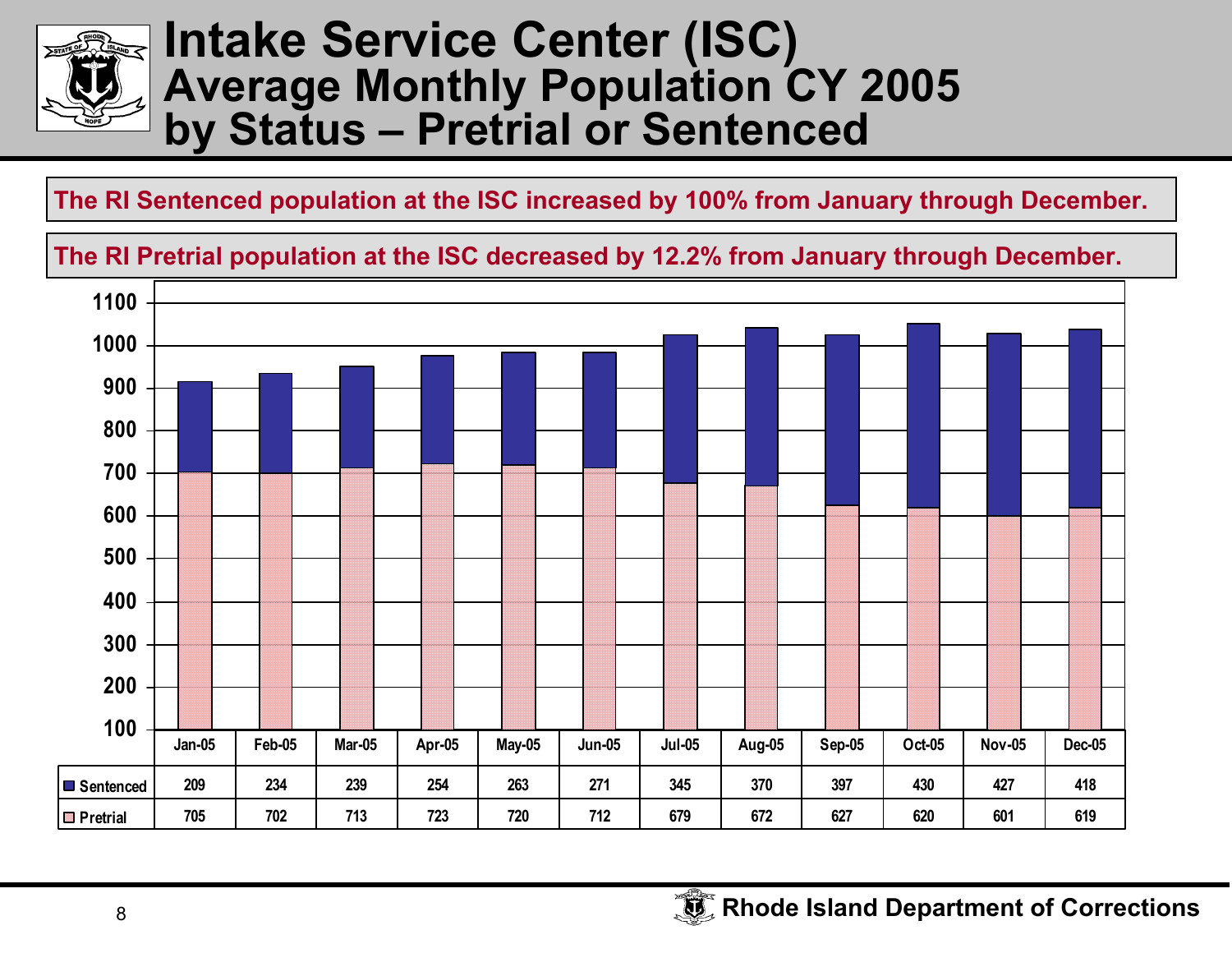# Intake Service Center (ISC) Average Monthly Population CY 2005 by Status – Pretrial or Sentenced

**The RI Sentenced population at the ISC increased by 100% from January through December.**

**The RI Pretrial population at the ISC decreased by 12.2% from January through December.**

| | Jan-05 | Feb-05 | Mar-05 | Apr-05 | May-05 | Jun-05 | Jul-05 | Aug-05 | Sep-05 | Oct-05 | Nov-05 | Dec-05 |
|---|---|---|---|---|---|---|---|---|---|---|---|---|
| Sentenced | 209 | 234 | 239 | 254 | 263 | 271 | 345 | 370 | 397 | 430 | 427 | 418 |
| Pretrial | 705 | 702 | 713 | 723 | 720 | 712 | 679 | 672 | 627 | 620 | 601 | 619 |

Rhode Island Department of Corrections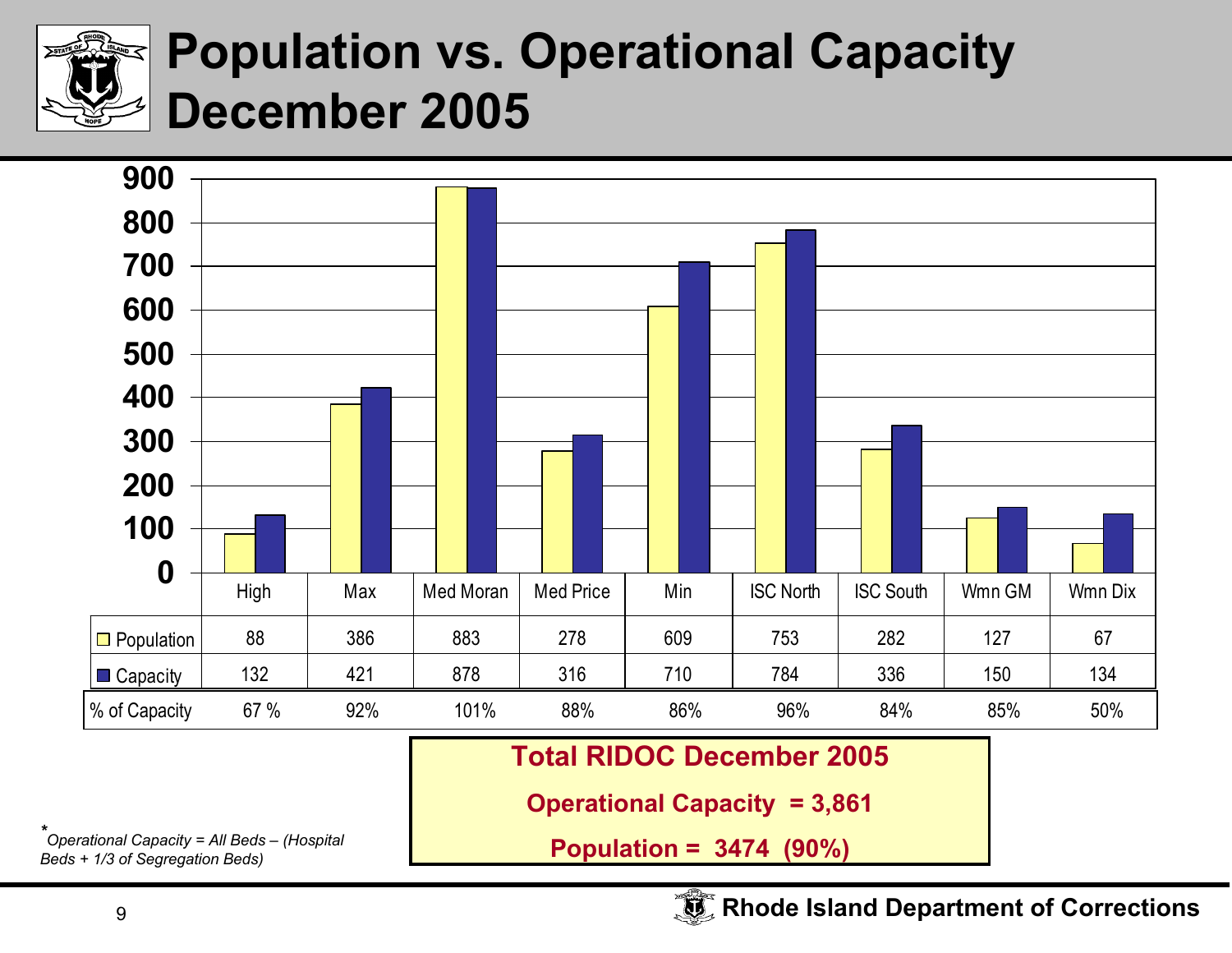# Population vs. Operational Capacity December 2005

| | High | Max | Med Moran | Med Price | Min | ISC North | ISC South | Wmn GM | Wmn Dix |
|---|---|---|---|---|---|---|---|---|---|
| Population | 88 | 386 | 883 | 278 | 609 | 753 | 282 | 127 | 67 |
| Capacity | 132 | 421 | 878 | 316 | 710 | 784 | 336 | 150 | 134 |
| % of Capacity | 67 % | 92% | 101% | 88% | 86% | 96% | 84% | 85% | 50% |

**Total RIDOC December 2005**

**Operational Capacity = 3,861**

**Population = 3474 (90%)**

**Operational Capacity = All Beds – (Hospital Beds + 1/3 of Segregation Beds)*

Rhode Island Department of Corrections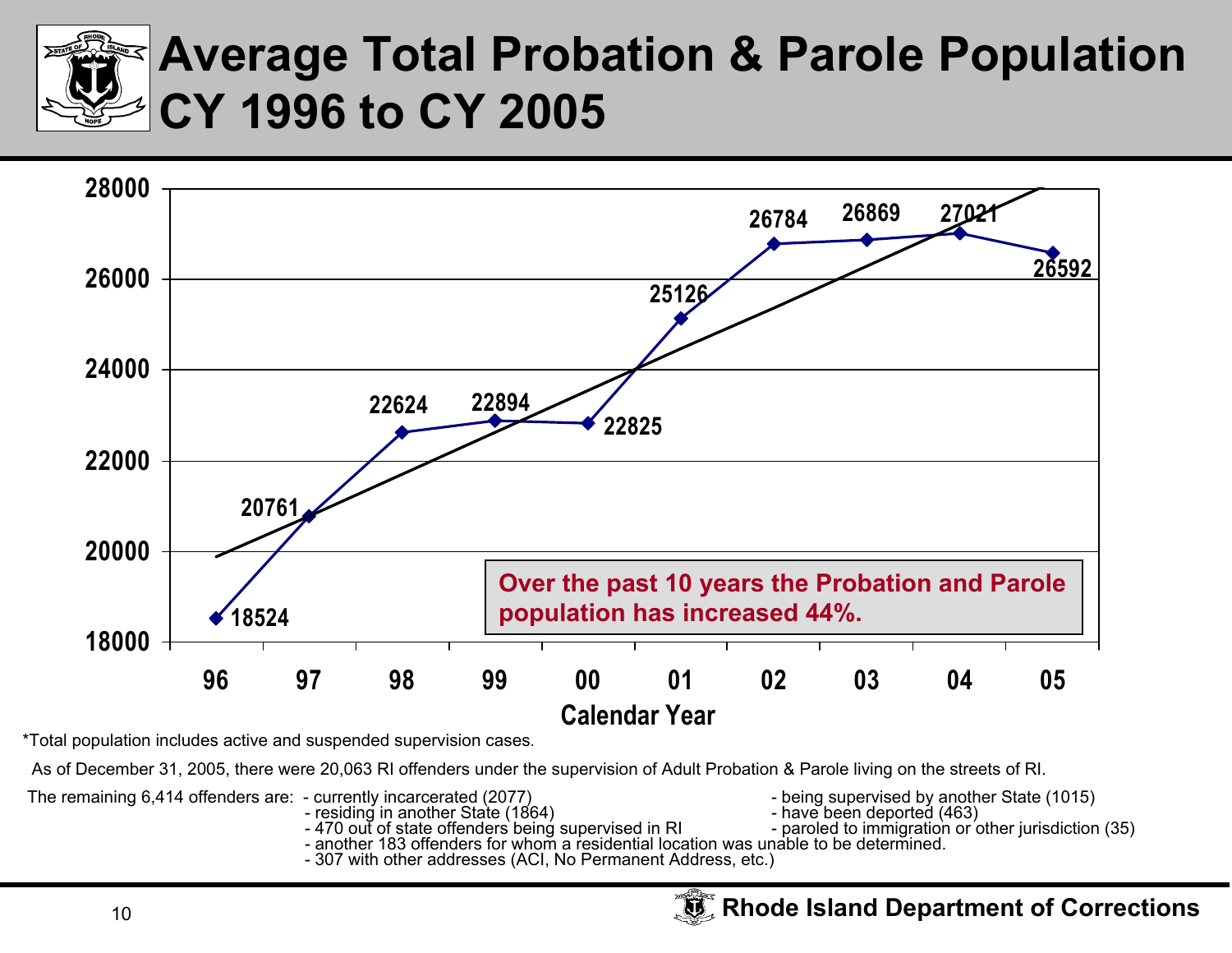# Average Total Probation & Parole Population CY 1996 to CY 2005

| Calendar Year | Population |
| --- | --- |
| 96 | 18524 |
| 97 | 20761 |
| 98 | 22624 |
| 99 | 22894 |
| 00 | 22825 |
| 01 | 25126 |
| 02 | 26784 |
| 03 | 26869 |
| 04 | 27021 |
| 05 | 26592 |

**Over the past 10 years the Probation and Parole population has increased 44%.**

*Total population includes active and suspended supervision cases.

As of December 31, 2005, there were 20,063 RI offenders under the supervision of Adult Probation & Parole living on the streets of RI.

The remaining 6,414 offenders are:

- currently incarcerated (2077)
- residing in another State (1864)
- 470 out of state offenders being supervised in RI
- being supervised by another State (1015)
- have been deported (463)
- paroled to immigration or other jurisdiction (35)
- another 183 offenders for whom a residential location was unable to be determined.
- 307 with other addresses (ACI, No Permanent Address, etc.)

**Rhode Island Department of Corrections**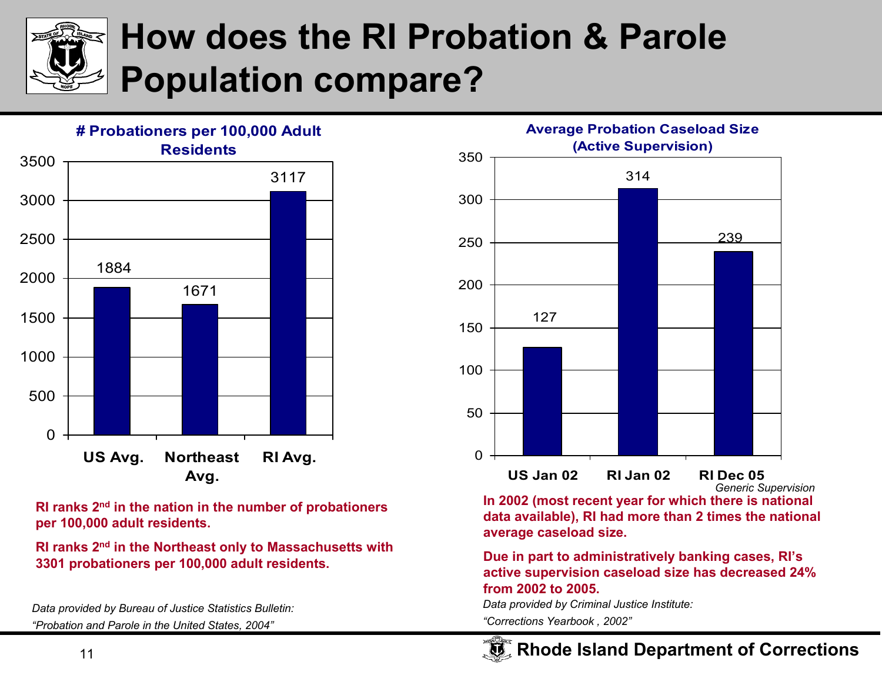# How does the RI Probation & Parole Population compare?

**# Probationers per 100,000 Adult Residents**

| | # Probationers per 100,000 Adult Residents |
|---|---|
| US Avg. | 1884 |
| Northeast Avg. | 1671 |
| RI Avg. | 3117 |

**RI ranks 2nd in the nation in the number of probationers per 100,000 adult residents.**

**RI ranks 2nd in the Northeast only to Massachusetts with 3301 probationers per 100,000 adult residents.**

*Data provided by Bureau of Justice Statistics Bulletin: "Probation and Parole in the United States, 2004"*

**Average Probation Caseload Size (Active Supervision)**

| | Average Probation Caseload Size |
|---|---|
| US Jan 02 | 127 |
| RI Jan 02 | 314 |
| RI Dec 05 | 239 |

*Generic Supervision*

**In 2002 (most recent year for which there is national data available), RI had more than 2 times the national average caseload size.**

**Due in part to administratively banking cases, RI's active supervision caseload size has decreased 24% from 2002 to 2005.**

*Data provided by Criminal Justice Institute: "Corrections Yearbook , 2002"*

**Rhode Island Department of Corrections**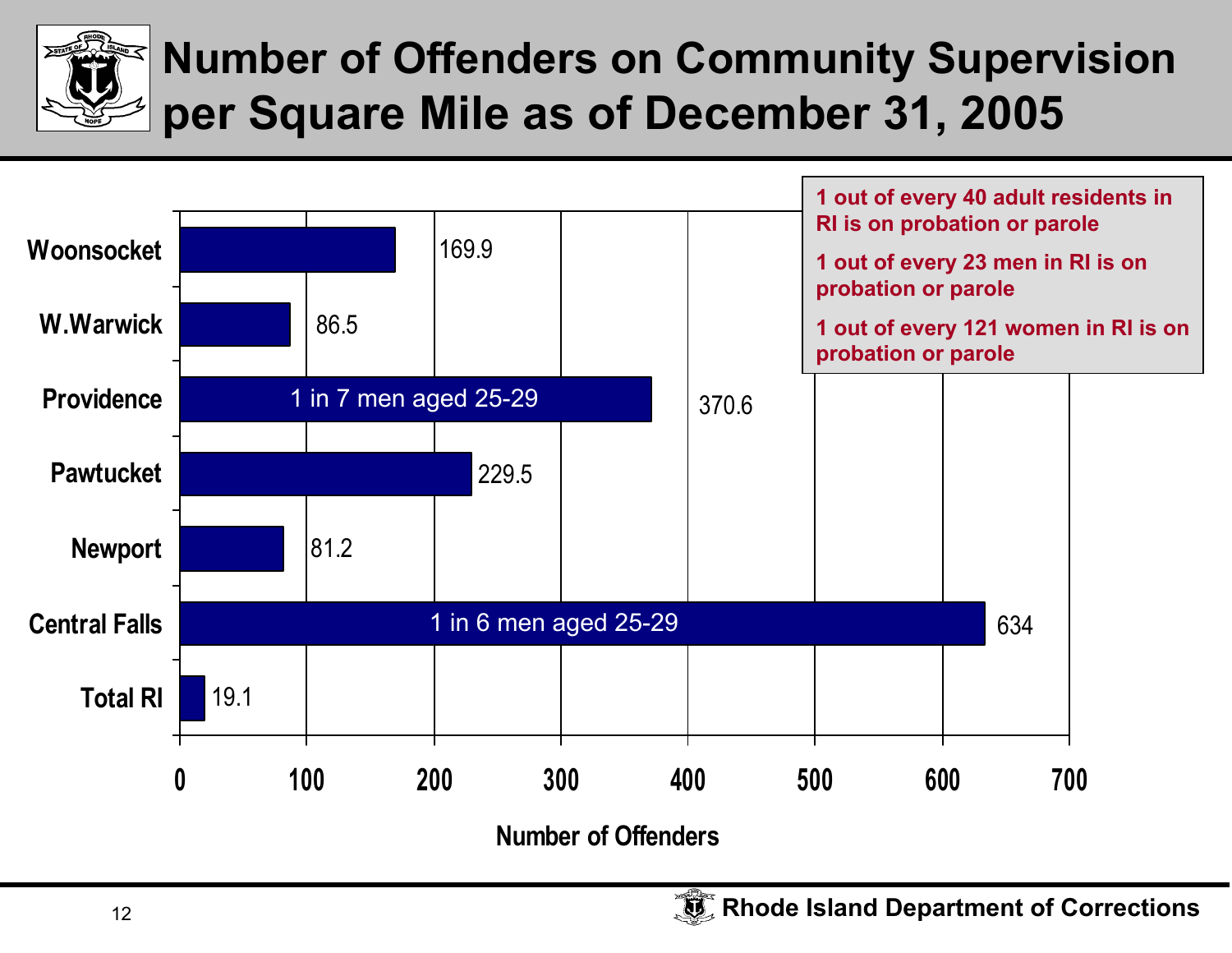# Number of Offenders on Community Supervision per Square Mile as of December 31, 2005

| Location | Number of Offenders |
|---|---|
| Woonsocket | 169.9 |
| W.Warwick | 86.5 |
| Providence | 370.6 |
| Pawtucket | 229.5 |
| Newport | 81.2 |
| Central Falls | 634 |
| Total RI | 19.1 |

Providence: 1 in 7 men aged 25-29

Central Falls: 1 in 6 men aged 25-29

**1 out of every 40 adult residents in RI is on probation or parole**

**1 out of every 23 men in RI is on probation or parole**

**1 out of every 121 women in RI is on probation or parole**

Rhode Island Department of Corrections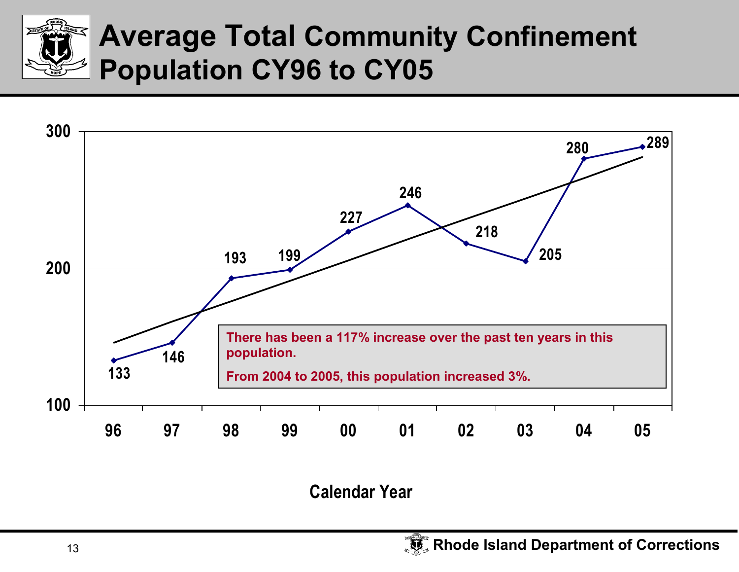# Average Total Community Confinement Population CY96 to CY05

| Calendar Year | 96 | 97 | 98 | 99 | 00 | 01 | 02 | 03 | 04 | 05 |
|---|---|---|---|---|---|---|---|---|---|---|
| Population | 133 | 146 | 193 | 199 | 227 | 246 | 218 | 205 | 280 | 289 |

There has been a 117% increase over the past ten years in this population.

From 2004 to 2005, this population increased 3%.

Calendar Year

Rhode Island Department of Corrections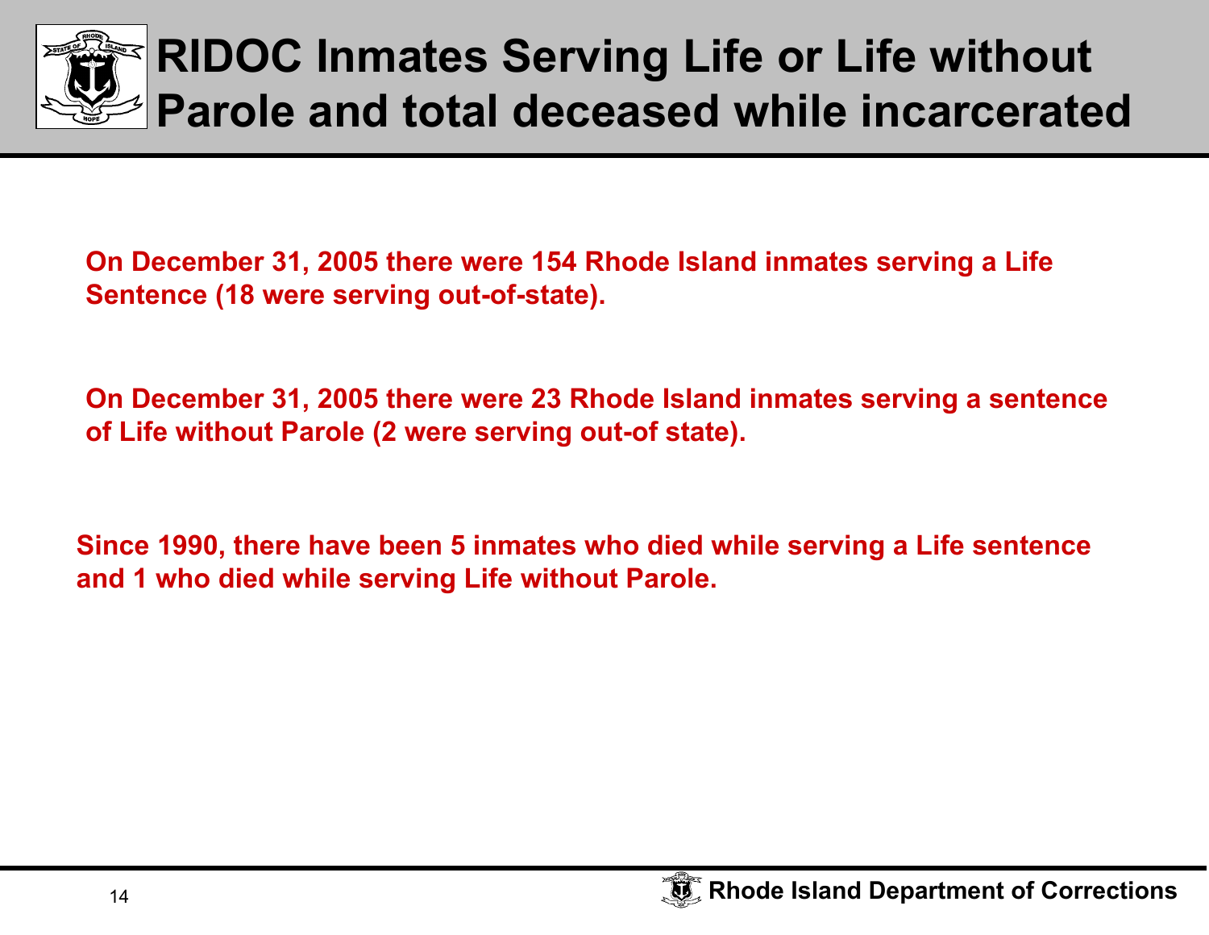# RIDOC Inmates Serving Life or Life without Parole and total deceased while incarcerated

**On December 31, 2005 there were 154 Rhode Island inmates serving a Life Sentence (18 were serving out-of-state).**

**On December 31, 2005 there were 23 Rhode Island inmates serving a sentence of Life without Parole (2 were serving out-of state).**

**Since 1990, there have been 5 inmates who died while serving a Life sentence and 1 who died while serving Life without Parole.**